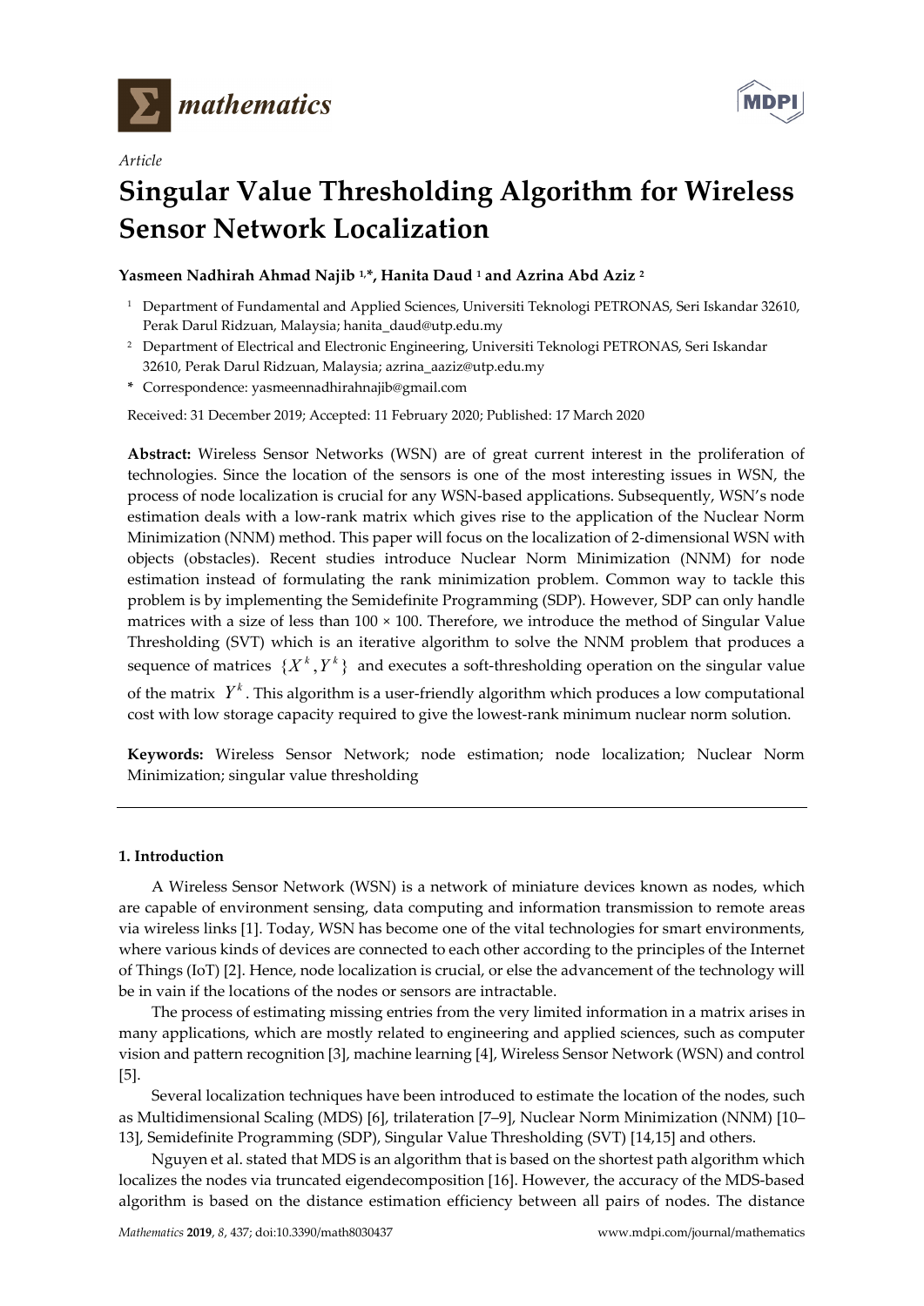*Article*

# Singular Value Thresholding Algorithm for Wireless Sensor Network Localization

**Yasmeen Nadhirah Ahmad Najib [1,*], Hanita Daud [1] and Azrina Abd Aziz [2]**

[1] Department of Fundamental and Applied Sciences, Universiti Teknologi PETRONAS, Seri Iskandar 32610, Perak Darul Ridzuan, Malaysia; hanita_daud@utp.edu.my

[2] Department of Electrical and Electronic Engineering, Universiti Teknologi PETRONAS, Seri Iskandar 32610, Perak Darul Ridzuan, Malaysia; azrina_aaziz@utp.edu.my

\* Correspondence: yasmeennadhirahnajib@gmail.com

Received: 31 December 2019; Accepted: 11 February 2020; Published: 17 March 2020

**Abstract:** Wireless Sensor Networks (WSN) are of great current interest in the proliferation of technologies. Since the location of the sensors is one of the most interesting issues in WSN, the process of node localization is crucial for any WSN-based applications. Subsequently, WSN's node estimation deals with a low-rank matrix which gives rise to the application of the Nuclear Norm Minimization (NNM) method. This paper will focus on the localization of 2-dimensional WSN with objects (obstacles). Recent studies introduce Nuclear Norm Minimization (NNM) for node estimation instead of formulating the rank minimization problem. Common way to tackle this problem is by implementing the Semidefinite Programming (SDP). However, SDP can only handle matrices with a size of less than 100 × 100. Therefore, we introduce the method of Singular Value Thresholding (SVT) which is an iterative algorithm to solve the NNM problem that produces a sequence of matrices $\{X^k, Y^k\}$ and executes a soft-thresholding operation on the singular value of the matrix $Y^k$. This algorithm is a user-friendly algorithm which produces a low computational cost with low storage capacity required to give the lowest-rank minimum nuclear norm solution.

**Keywords:** Wireless Sensor Network; node estimation; node localization; Nuclear Norm Minimization; singular value thresholding

## 1. Introduction

A Wireless Sensor Network (WSN) is a network of miniature devices known as nodes, which are capable of environment sensing, data computing and information transmission to remote areas via wireless links [1]. Today, WSN has become one of the vital technologies for smart environments, where various kinds of devices are connected to each other according to the principles of the Internet of Things (IoT) [2]. Hence, node localization is crucial, or else the advancement of the technology will be in vain if the locations of the nodes or sensors are intractable.

The process of estimating missing entries from the very limited information in a matrix arises in many applications, which are mostly related to engineering and applied sciences, such as computer vision and pattern recognition [3], machine learning [4], Wireless Sensor Network (WSN) and control [5].

Several localization techniques have been introduced to estimate the location of the nodes, such as Multidimensional Scaling (MDS) [6], trilateration [7–9], Nuclear Norm Minimization (NNM) [10–13], Semidefinite Programming (SDP), Singular Value Thresholding (SVT) [14,15] and others.

Nguyen et al. stated that MDS is an algorithm that is based on the shortest path algorithm which localizes the nodes via truncated eigendecomposition [16]. However, the accuracy of the MDS-based algorithm is based on the distance estimation efficiency between all pairs of nodes. The distance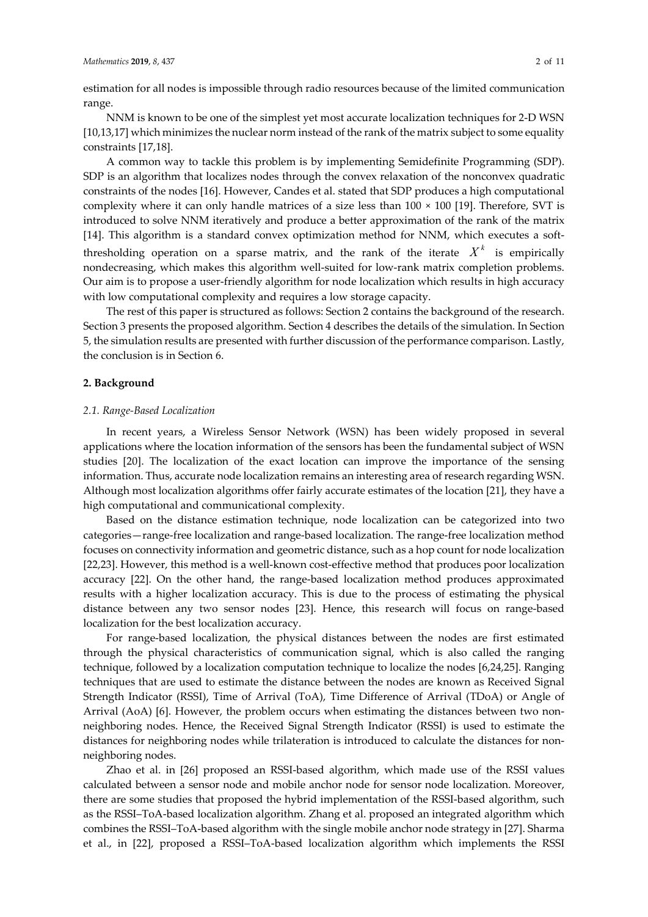estimation for all nodes is impossible through radio resources because of the limited communication range.

NNM is known to be one of the simplest yet most accurate localization techniques for 2-D WSN [10,13,17] which minimizes the nuclear norm instead of the rank of the matrix subject to some equality constraints [17,18].

A common way to tackle this problem is by implementing Semidefinite Programming (SDP). SDP is an algorithm that localizes nodes through the convex relaxation of the nonconvex quadratic constraints of the nodes [16]. However, Candes et al. stated that SDP produces a high computational complexity where it can only handle matrices of a size less than 100 × 100 [19]. Therefore, SVT is introduced to solve NNM iteratively and produce a better approximation of the rank of the matrix [14]. This algorithm is a standard convex optimization method for NNM, which executes a soft-thresholding operation on a sparse matrix, and the rank of the iterate $X^k$ is empirically nondecreasing, which makes this algorithm well-suited for low-rank matrix completion problems. Our aim is to propose a user-friendly algorithm for node localization which results in high accuracy with low computational complexity and requires a low storage capacity.

The rest of this paper is structured as follows: Section 2 contains the background of the research. Section 3 presents the proposed algorithm. Section 4 describes the details of the simulation. In Section 5, the simulation results are presented with further discussion of the performance comparison. Lastly, the conclusion is in Section 6.

## 2. Background

### *2.1. Range-Based Localization*

In recent years, a Wireless Sensor Network (WSN) has been widely proposed in several applications where the location information of the sensors has been the fundamental subject of WSN studies [20]. The localization of the exact location can improve the importance of the sensing information. Thus, accurate node localization remains an interesting area of research regarding WSN. Although most localization algorithms offer fairly accurate estimates of the location [21], they have a high computational and communicational complexity.

Based on the distance estimation technique, node localization can be categorized into two categories—range-free localization and range-based localization. The range-free localization method focuses on connectivity information and geometric distance, such as a hop count for node localization [22,23]. However, this method is a well-known cost-effective method that produces poor localization accuracy [22]. On the other hand, the range-based localization method produces approximated results with a higher localization accuracy. This is due to the process of estimating the physical distance between any two sensor nodes [23]. Hence, this research will focus on range-based localization for the best localization accuracy.

For range-based localization, the physical distances between the nodes are first estimated through the physical characteristics of communication signal, which is also called the ranging technique, followed by a localization computation technique to localize the nodes [6,24,25]. Ranging techniques that are used to estimate the distance between the nodes are known as Received Signal Strength Indicator (RSSI), Time of Arrival (ToA), Time Difference of Arrival (TDoA) or Angle of Arrival (AoA) [6]. However, the problem occurs when estimating the distances between two non-neighboring nodes. Hence, the Received Signal Strength Indicator (RSSI) is used to estimate the distances for neighboring nodes while trilateration is introduced to calculate the distances for non-neighboring nodes.

Zhao et al. in [26] proposed an RSSI-based algorithm, which made use of the RSSI values calculated between a sensor node and mobile anchor node for sensor node localization. Moreover, there are some studies that proposed the hybrid implementation of the RSSI-based algorithm, such as the RSSI–ToA-based localization algorithm. Zhang et al. proposed an integrated algorithm which combines the RSSI–ToA-based algorithm with the single mobile anchor node strategy in [27]. Sharma et al., in [22], proposed a RSSI–ToA-based localization algorithm which implements the RSSI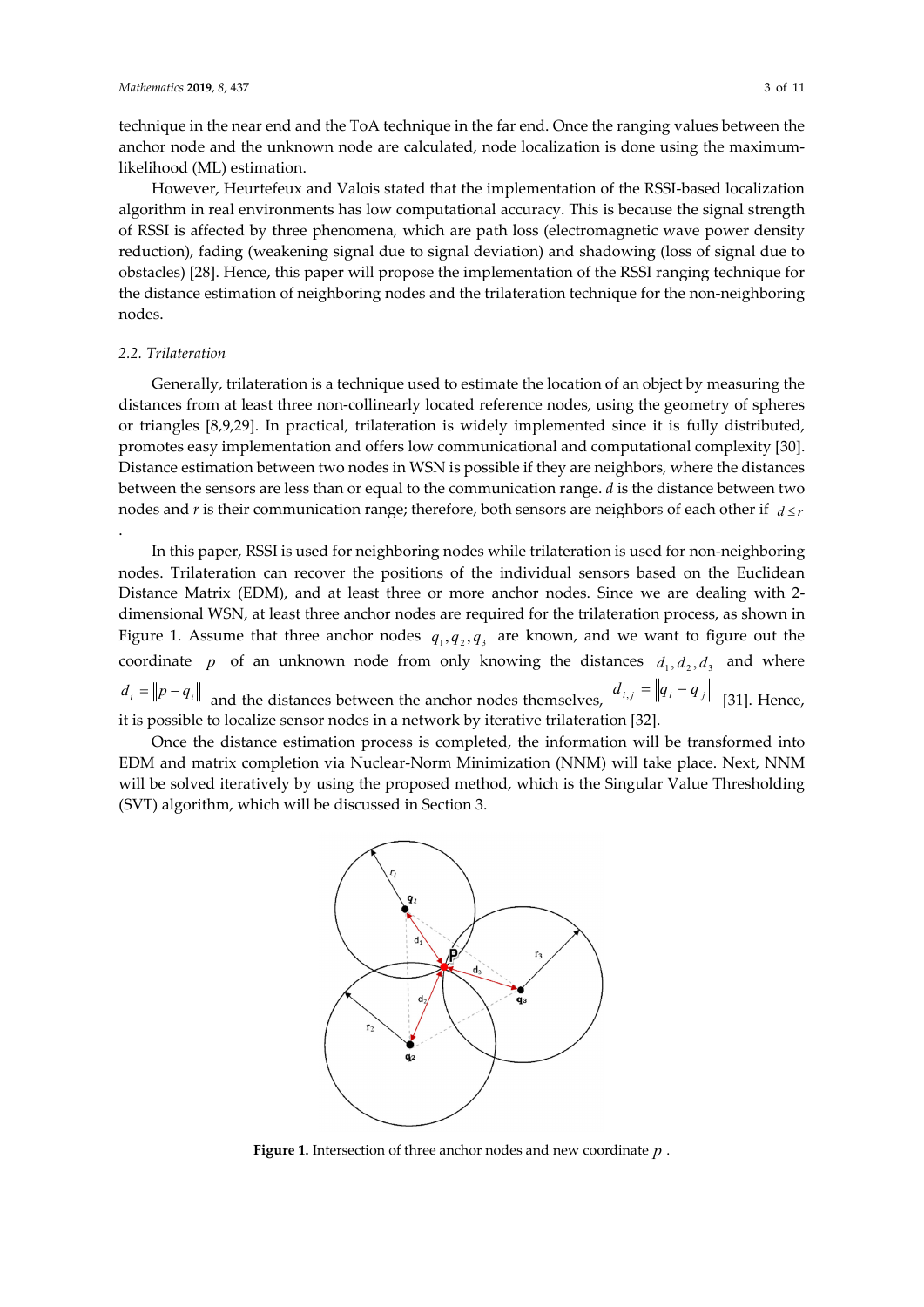technique in the near end and the ToA technique in the far end. Once the ranging values between the anchor node and the unknown node are calculated, node localization is done using the maximum-likelihood (ML) estimation.

However, Heurtefeux and Valois stated that the implementation of the RSSI-based localization algorithm in real environments has low computational accuracy. This is because the signal strength of RSSI is affected by three phenomena, which are path loss (electromagnetic wave power density reduction), fading (weakening signal due to signal deviation) and shadowing (loss of signal due to obstacles) [28]. Hence, this paper will propose the implementation of the RSSI ranging technique for the distance estimation of neighboring nodes and the trilateration technique for the non-neighboring nodes.

### 2.2. Trilateration

Generally, trilateration is a technique used to estimate the location of an object by measuring the distances from at least three non-collinearly located reference nodes, using the geometry of spheres or triangles [8,9,29]. In practical, trilateration is widely implemented since it is fully distributed, promotes easy implementation and offers low communicational and computational complexity [30]. Distance estimation between two nodes in WSN is possible if they are neighbors, where the distances between the sensors are less than or equal to the communication range. $d$ is the distance between two nodes and $r$ is their communication range; therefore, both sensors are neighbors of each other if $d \le r$.

In this paper, RSSI is used for neighboring nodes while trilateration is used for non-neighboring nodes. Trilateration can recover the positions of the individual sensors based on the Euclidean Distance Matrix (EDM), and at least three or more anchor nodes. Since we are dealing with 2-dimensional WSN, at least three anchor nodes are required for the trilateration process, as shown in Figure 1. Assume that three anchor nodes $q_1, q_2, q_3$ are known, and we want to figure out the coordinate $p$ of an unknown node from only knowing the distances $d_1, d_2, d_3$ and where $d_i = \|p - q_i\|$ and the distances between the anchor nodes themselves, $d_{i,j} = \|q_i - q_j\|$ [31]. Hence, it is possible to localize sensor nodes in a network by iterative trilateration [32].

Once the distance estimation process is completed, the information will be transformed into EDM and matrix completion via Nuclear-Norm Minimization (NNM) will take place. Next, NNM will be solved iteratively by using the proposed method, which is the Singular Value Thresholding (SVT) algorithm, which will be discussed in Section 3.

**Figure 1.** Intersection of three anchor nodes and new coordinate $p$.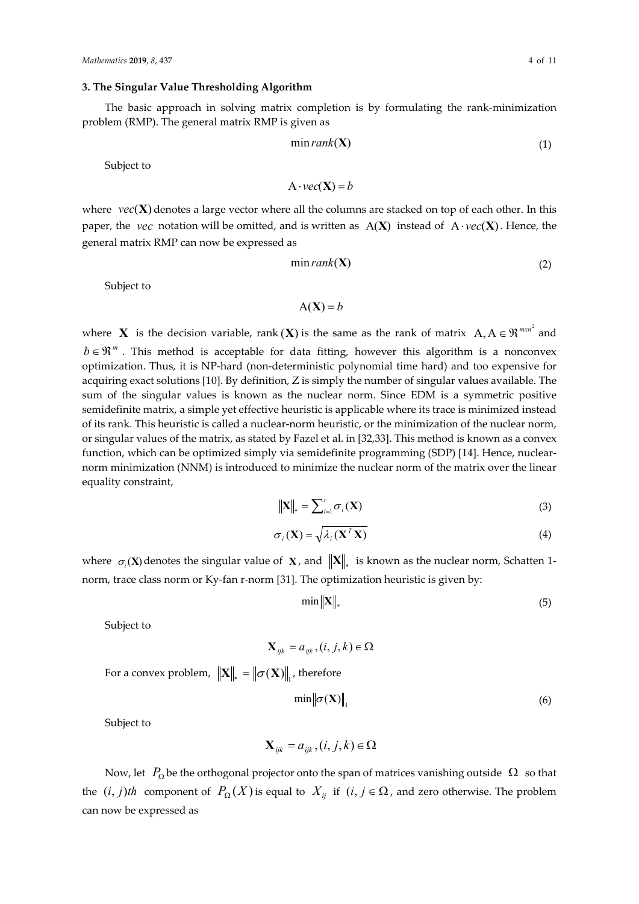## 3. The Singular Value Thresholding Algorithm

The basic approach in solving matrix completion is by formulating the rank-minimization problem (RMP). The general matrix RMP is given as

$$\min rank(\mathbf{X}) \tag{1}$$

Subject to

$$\mathrm{A} \cdot vec(\mathbf{X}) = b$$

where $vec(\mathbf{X})$ denotes a large vector where all the columns are stacked on top of each other. In this paper, the $vec$ notation will be omitted, and is written as $\mathrm{A}(\mathbf{X})$ instead of $\mathrm{A} \cdot vec(\mathbf{X})$. Hence, the general matrix RMP can now be expressed as

$$\min rank(\mathbf{X}) \tag{2}$$

Subject to

$$\mathrm{A}(\mathbf{X}) = b$$

where $\mathbf{X}$ is the decision variable, rank $(\mathbf{X})$ is the same as the rank of matrix $\mathrm{A}, \mathrm{A} \in \Re^{mxn^2}$ and $b \in \Re^m$. This method is acceptable for data fitting, however this algorithm is a nonconvex optimization. Thus, it is NP-hard (non-deterministic polynomial time hard) and too expensive for acquiring exact solutions [10]. By definition, Z is simply the number of singular values available. The sum of the singular values is known as the nuclear norm. Since EDM is a symmetric positive semidefinite matrix, a simple yet effective heuristic is applicable where its trace is minimized instead of its rank. This heuristic is called a nuclear-norm heuristic, or the minimization of the nuclear norm, or singular values of the matrix, as stated by Fazel et al. in [32,33]. This method is known as a convex function, which can be optimized simply via semidefinite programming (SDP) [14]. Hence, nuclear-norm minimization (NNM) is introduced to minimize the nuclear norm of the matrix over the linear equality constraint,

$$\|\mathbf{X}\|_* = \sum_{i=1}^{r} \sigma_i(\mathbf{X}) \tag{3}$$

$$\sigma_i(\mathbf{X}) = \sqrt{\lambda_i(\mathbf{X}^T\mathbf{X})} \tag{4}$$

where $\sigma_i(\mathbf{X})$ denotes the singular value of $\mathbf{X}$, and $\|\mathbf{X}\|_*$ is known as the nuclear norm, Schatten 1-norm, trace class norm or Ky-fan r-norm [31]. The optimization heuristic is given by:

$$\min \|\mathbf{X}\|_* \tag{5}$$

Subject to

$$\mathbf{X}_{ijk} = a_{ijk}, (i, j, k) \in \Omega$$

For a convex problem, $\|\mathbf{X}\|_* = \|\sigma(\mathbf{X})\|_1$, therefore

$$\min \|\sigma(\mathbf{X})\|_1 \tag{6}$$

Subject to

$$\mathbf{X}_{ijk} = a_{ijk}, (i, j, k) \in \Omega$$

Now, let $P_\Omega$ be the orthogonal projector onto the span of matrices vanishing outside $\Omega$ so that the $(i, j)th$ component of $P_\Omega(X)$ is equal to $X_{ij}$ if $(i, j \in \Omega$, and zero otherwise. The problem can now be expressed as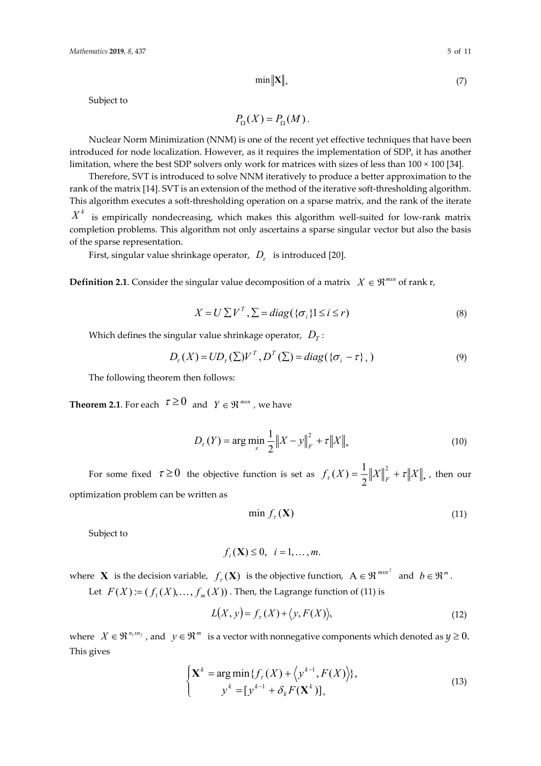$$\min \|\mathbf{X}\|_* \tag{7}$$

Subject to

$$P_\Omega(X) = P_\Omega(M).$$

Nuclear Norm Minimization (NNM) is one of the recent yet effective techniques that have been introduced for node localization. However, as it requires the implementation of SDP, it has another limitation, where the best SDP solvers only work for matrices with sizes of less than 100 × 100 [34].

Therefore, SVT is introduced to solve NNM iteratively to produce a better approximation to the rank of the matrix [14]. SVT is an extension of the method of the iterative soft-thresholding algorithm. This algorithm executes a soft-thresholding operation on a sparse matrix, and the rank of the iterate $X^k$ is empirically nondecreasing, which makes this algorithm well-suited for low-rank matrix completion problems. This algorithm not only ascertains a sparse singular vector but also the basis of the sparse representation.

First, singular value shrinkage operator, $D_\tau$ is introduced [20].

**Definition 2.1**. Consider the singular value decomposition of a matrix $X \in \Re^{mxn}$ of rank r,

$$X = U \sum V^T, \sum = diag(\{\sigma_i\} 1 \le i \le r) \tag{8}$$

Which defines the singular value shrinkage operator, $D_T$:

$$D_\tau(X) = UD_\tau(\sum)V^T, D^T(\sum) = diag(\{\sigma_i - \tau\}_+) \tag{9}$$

The following theorem then follows:

**Theorem 2.1**. For each $\tau \ge 0$ and $Y \in \Re^{mxn}$, we have

$$D_\tau(Y) = \arg\min_x \frac{1}{2}\|X - y\|_F^2 + \tau\|X\|_* \tag{10}$$

For some fixed $\tau \ge 0$ the objective function is set as $f_\tau(X) = \frac{1}{2}\|X\|_F^2 + \tau\|X\|_*$, then our optimization problem can be written as

$$\min f_\tau(\mathbf{X}) \tag{11}$$

Subject to

$$f_i(\mathbf{X}) \le 0, \quad i = 1, \dots, m.$$

where $\mathbf{X}$ is the decision variable, $f_\tau(\mathbf{X})$ is the objective function, $\mathrm{A} \in \Re^{mxn^2}$ and $b \in \Re^m$.

Let $F(X) := (f_1(X), \dots, f_m(X))$. Then, the Lagrange function of (11) is

$$L(X, y) = f_\tau(X) + \langle y, F(X) \rangle, \tag{12}$$

where $X \in \Re^{n_1 x n_2}$, and $y \in \Re^m$ is a vector with nonnegative components which denoted as $y \ge 0$. This gives

$$\begin{cases} \mathbf{X}^k = \arg\min\{f_\tau(X) + \langle y^{k-1}, F(X) \rangle\}, \\ \quad y^k = [y^{k-1} + \delta_k F(\mathbf{X}^k)]_+ \end{cases} \tag{13}$$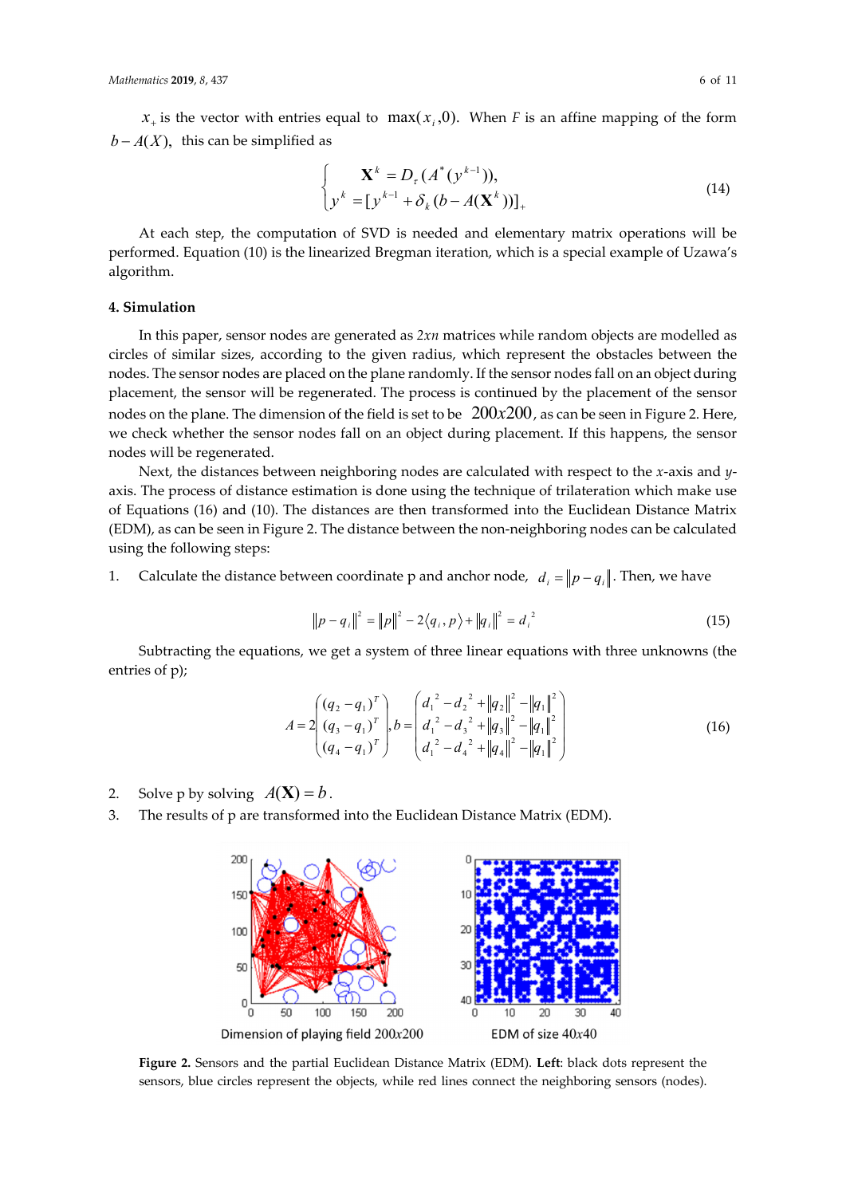$x_+$ is the vector with entries equal to $\max(x_i, 0)$. When $F$ is an affine mapping of the form $b - A(X)$, this can be simplified as

$$\begin{cases} \mathbf{X}^k = D_\tau(A^*(y^{k-1})), \\ y^k = [y^{k-1} + \delta_k(b - A(\mathbf{X}^k))]_+ \end{cases} \quad (14)$$

At each step, the computation of SVD is needed and elementary matrix operations will be performed. Equation (10) is the linearized Bregman iteration, which is a special example of Uzawa's algorithm.

## 4. Simulation

In this paper, sensor nodes are generated as *2xn* matrices while random objects are modelled as circles of similar sizes, according to the given radius, which represent the obstacles between the nodes. The sensor nodes are placed on the plane randomly. If the sensor nodes fall on an object during placement, the sensor will be regenerated. The process is continued by the placement of the sensor nodes on the plane. The dimension of the field is set to be $200x200$, as can be seen in Figure 2. Here, we check whether the sensor nodes fall on an object during placement. If this happens, the sensor nodes will be regenerated.

Next, the distances between neighboring nodes are calculated with respect to the *x*-axis and *y*-axis. The process of distance estimation is done using the technique of trilateration which make use of Equations (16) and (10). The distances are then transformed into the Euclidean Distance Matrix (EDM), as can be seen in Figure 2. The distance between the non-neighboring nodes can be calculated using the following steps:

1. Calculate the distance between coordinate p and anchor node, $d_i = \|p - q_i\|$. Then, we have

$$\|p - q_i\|^2 = \|p\|^2 - 2\langle q_i, p\rangle + \|q_i\|^2 = d_i^{\,2} \quad (15)$$

Subtracting the equations, we get a system of three linear equations with three unknowns (the entries of p);

$$A = 2\begin{pmatrix} (q_2 - q_1)^T \\ (q_3 - q_1)^T \\ (q_4 - q_1)^T \end{pmatrix}, b = \begin{pmatrix} d_1^{\,2} - d_2^{\,2} + \|q_2\|^2 - \|q_1\|^2 \\ d_1^{\,2} - d_3^{\,2} + \|q_3\|^2 - \|q_1\|^2 \\ d_1^{\,2} - d_4^{\,2} + \|q_4\|^2 - \|q_1\|^2 \end{pmatrix} \quad (16)$$

2. Solve p by solving $A(\mathbf{X}) = b$.
3. The results of p are transformed into the Euclidean Distance Matrix (EDM).

Dimension of playing field $200x200$ &nbsp;&nbsp;&nbsp;&nbsp; EDM of size $40x40$

**Figure 2.** Sensors and the partial Euclidean Distance Matrix (EDM). **Left**: black dots represent the sensors, blue circles represent the objects, while red lines connect the neighboring sensors (nodes).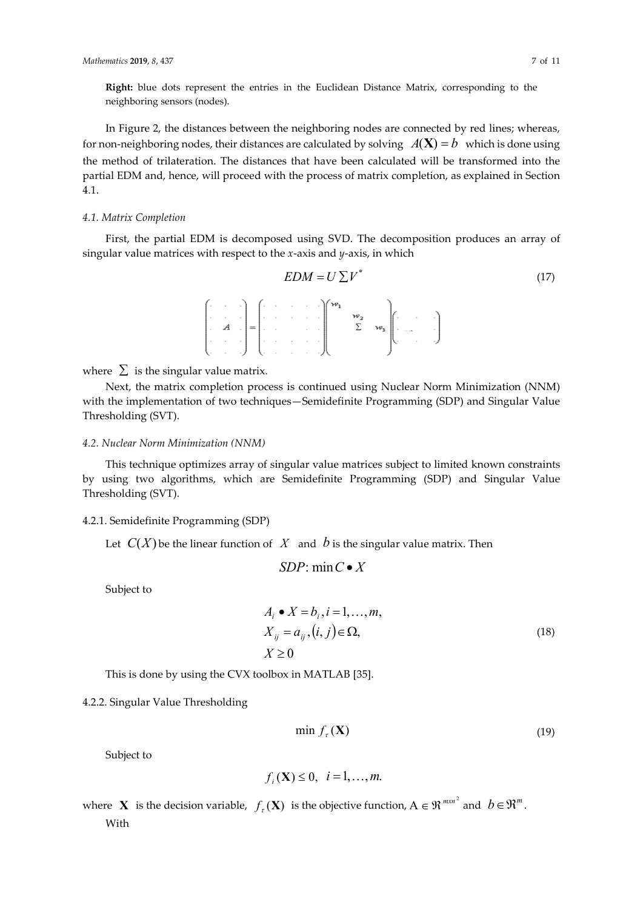**Right:** blue dots represent the entries in the Euclidean Distance Matrix, corresponding to the neighboring sensors (nodes).

In Figure 2, the distances between the neighboring nodes are connected by red lines; whereas, for non-neighboring nodes, their distances are calculated by solving $A(\mathbf{X}) = b$ which is done using the method of trilateration. The distances that have been calculated will be transformed into the partial EDM and, hence, will proceed with the process of matrix completion, as explained in Section 4.1.

### *4.1. Matrix Completion*

First, the partial EDM is decomposed using SVD. The decomposition produces an array of singular value matrices with respect to the *x*-axis and *y*-axis, in which

$$EDM = U \sum V^{*} \tag{17}$$

$$\begin{pmatrix} \cdot & \cdot & \cdot \\ \cdot & \cdot & \cdot \\ \cdot & A & \cdot \\ \cdot & \cdot & \cdot \\ \cdot & \cdot & \cdot \end{pmatrix} = \begin{pmatrix} \cdot & \cdot & \cdot & \cdot & \cdot \\ \cdot & \cdot & \cdot & \cdot & \cdot \\ \cdot & & & \cdot & \cdot \\ \cdot & \cdot & \cdot & \cdot & \cdot \\ \cdot & \cdot & \cdot & \cdot & \cdot \end{pmatrix} \begin{pmatrix} w_1 & & \\ & w_2 & \\ & \Sigma & w_3 \\ & & \end{pmatrix} \begin{pmatrix} \cdot & \cdot & \cdot \\ \cdot & \cdot & \cdot \\ \cdot & \cdot & \cdot \end{pmatrix}$$

where $\sum$ is the singular value matrix.

Next, the matrix completion process is continued using Nuclear Norm Minimization (NNM) with the implementation of two techniques—Semidefinite Programming (SDP) and Singular Value Thresholding (SVT).

### *4.2. Nuclear Norm Minimization (NNM)*

This technique optimizes array of singular value matrices subject to limited known constraints by using two algorithms, which are Semidefinite Programming (SDP) and Singular Value Thresholding (SVT).

#### 4.2.1. Semidefinite Programming (SDP)

Let $C(X)$ be the linear function of $X$ and $b$ is the singular value matrix. Then

$$SDP\text{: } \min C \bullet X$$

Subject to

$$\begin{aligned} & A_i \bullet X = b_i, i = 1, \ldots, m, \\ & X_{ij} = a_{ij}, (i, j) \in \Omega, \\ & X \geq 0 \end{aligned} \tag{18}$$

This is done by using the CVX toolbox in MATLAB [35].

#### 4.2.2. Singular Value Thresholding

$$\min\ f_{\tau}(\mathbf{X}) \tag{19}$$

Subject to

$$f_i(\mathbf{X}) \leq 0, \quad i = 1, \ldots, m.$$

where $\mathbf{X}$ is the decision variable, $f_{\tau}(\mathbf{X})$ is the objective function, $\mathrm{A} \in \Re^{mxn^2}$ and $b \in \Re^{m}$.

With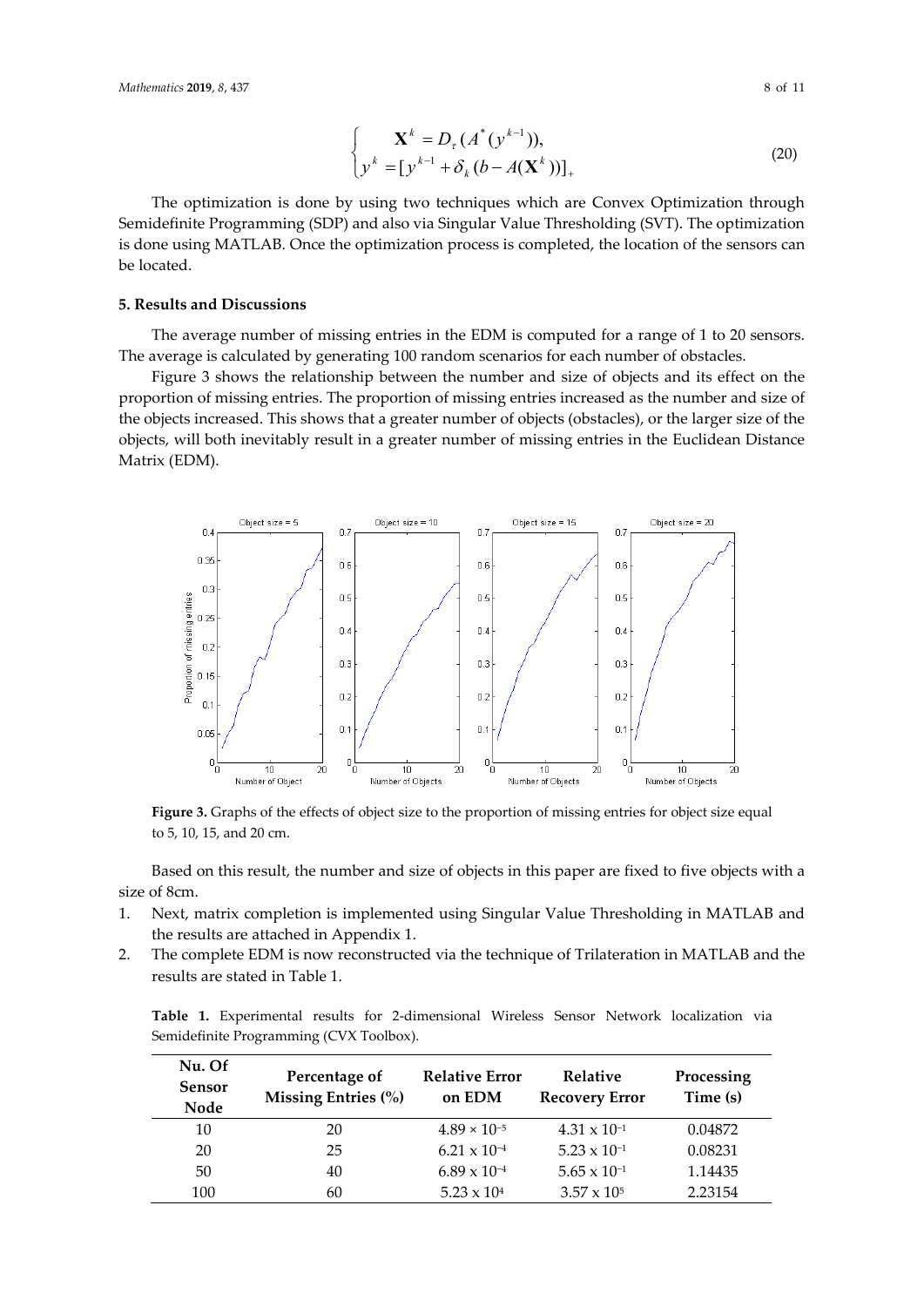$$\begin{cases} \mathbf{X}^k = D_\tau(A^*(y^{k-1})), \\ y^k = [y^{k-1} + \delta_k(b - A(\mathbf{X}^k))]_+ \end{cases} \tag{20}$$

The optimization is done by using two techniques which are Convex Optimization through Semidefinite Programming (SDP) and also via Singular Value Thresholding (SVT). The optimization is done using MATLAB. Once the optimization process is completed, the location of the sensors can be located.

## 5. Results and Discussions

The average number of missing entries in the EDM is computed for a range of 1 to 20 sensors. The average is calculated by generating 100 random scenarios for each number of obstacles.

Figure 3 shows the relationship between the number and size of objects and its effect on the proportion of missing entries. The proportion of missing entries increased as the number and size of the objects increased. This shows that a greater number of objects (obstacles), or the larger size of the objects, will both inevitably result in a greater number of missing entries in the Euclidean Distance Matrix (EDM).

**Figure 3.** Graphs of the effects of object size to the proportion of missing entries for object size equal to 5, 10, 15, and 20 cm.

Based on this result, the number and size of objects in this paper are fixed to five objects with a size of 8cm.

1. Next, matrix completion is implemented using Singular Value Thresholding in MATLAB and the results are attached in Appendix 1.
2. The complete EDM is now reconstructed via the technique of Trilateration in MATLAB and the results are stated in Table 1.

**Table 1.** Experimental results for 2-dimensional Wireless Sensor Network localization via Semidefinite Programming (CVX Toolbox).

| Nu. Of Sensor Node | Percentage of Missing Entries (%) | Relative Error on EDM | Relative Recovery Error | Processing Time (s) |
|---|---|---|---|---|
| 10 | 20 | $4.89 \times 10^{-5}$ | $4.31 \times 10^{-1}$ | 0.04872 |
| 20 | 25 | $6.21 \times 10^{-4}$ | $5.23 \times 10^{-1}$ | 0.08231 |
| 50 | 40 | $6.89 \times 10^{-4}$ | $5.65 \times 10^{-1}$ | 1.14435 |
| 100 | 60 | $5.23 \times 10^{4}$ | $3.57 \times 10^{5}$ | 2.23154 |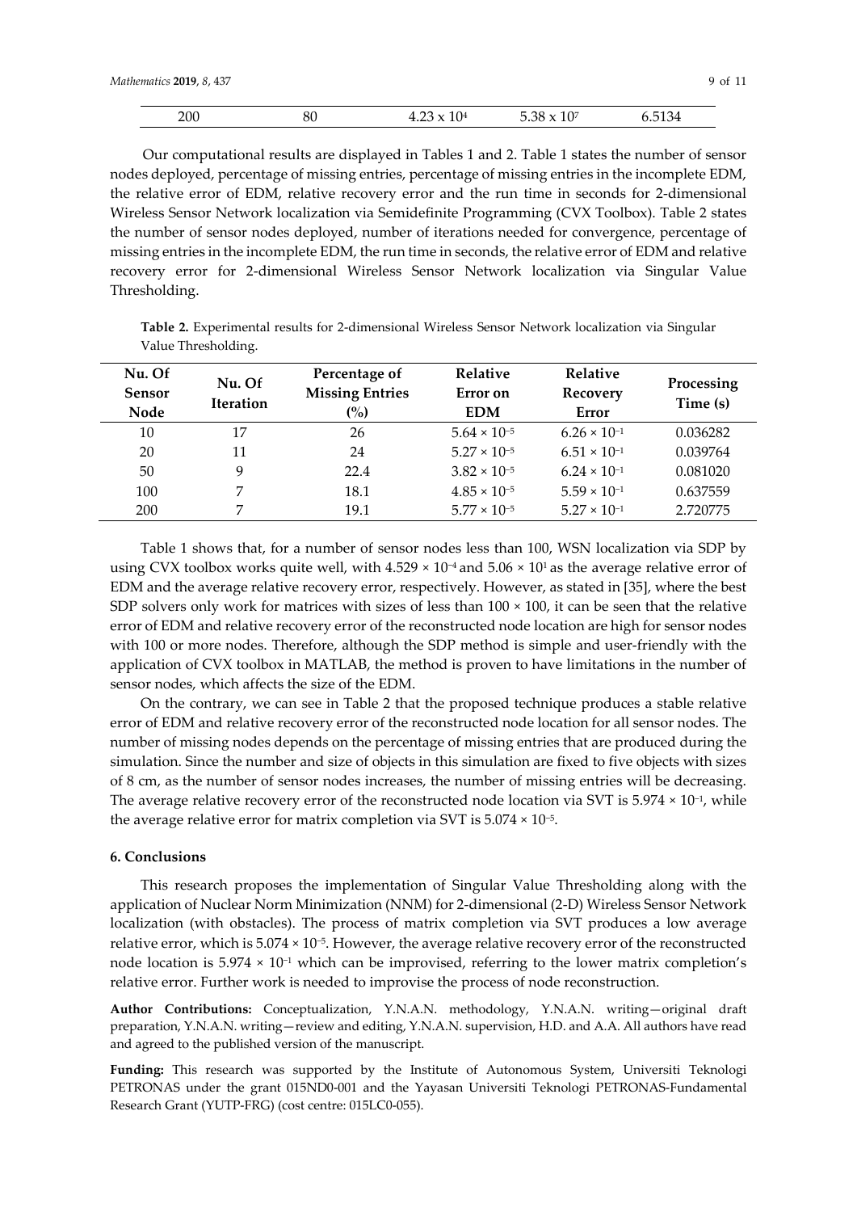| 200 | 80 | $4.23 \times 10^4$ | $5.38 \times 10^7$ | 6.5134 |
|---|---|---|---|---|

Our computational results are displayed in Tables 1 and 2. Table 1 states the number of sensor nodes deployed, percentage of missing entries, percentage of missing entries in the incomplete EDM, the relative error of EDM, relative recovery error and the run time in seconds for 2-dimensional Wireless Sensor Network localization via Semidefinite Programming (CVX Toolbox). Table 2 states the number of sensor nodes deployed, number of iterations needed for convergence, percentage of missing entries in the incomplete EDM, the run time in seconds, the relative error of EDM and relative recovery error for 2-dimensional Wireless Sensor Network localization via Singular Value Thresholding.

**Table 2.** Experimental results for 2-dimensional Wireless Sensor Network localization via Singular Value Thresholding.

| Nu. Of Sensor Node | Nu. Of Iteration | Percentage of Missing Entries (%) | Relative Error on EDM | Relative Recovery Error | Processing Time (s) |
|---|---|---|---|---|---|
| 10 | 17 | 26 | $5.64 \times 10^{-5}$ | $6.26 \times 10^{-1}$ | 0.036282 |
| 20 | 11 | 24 | $5.27 \times 10^{-5}$ | $6.51 \times 10^{-1}$ | 0.039764 |
| 50 | 9 | 22.4 | $3.82 \times 10^{-5}$ | $6.24 \times 10^{-1}$ | 0.081020 |
| 100 | 7 | 18.1 | $4.85 \times 10^{-5}$ | $5.59 \times 10^{-1}$ | 0.637559 |
| 200 | 7 | 19.1 | $5.77 \times 10^{-5}$ | $5.27 \times 10^{-1}$ | 2.720775 |

Table 1 shows that, for a number of sensor nodes less than 100, WSN localization via SDP by using CVX toolbox works quite well, with $4.529 \times 10^{-4}$ and $5.06 \times 10^{1}$ as the average relative error of EDM and the average relative recovery error, respectively. However, as stated in [35], where the best SDP solvers only work for matrices with sizes of less than $100 \times 100$, it can be seen that the relative error of EDM and relative recovery error of the reconstructed node location are high for sensor nodes with 100 or more nodes. Therefore, although the SDP method is simple and user-friendly with the application of CVX toolbox in MATLAB, the method is proven to have limitations in the number of sensor nodes, which affects the size of the EDM.

On the contrary, we can see in Table 2 that the proposed technique produces a stable relative error of EDM and relative recovery error of the reconstructed node location for all sensor nodes. The number of missing nodes depends on the percentage of missing entries that are produced during the simulation. Since the number and size of objects in this simulation are fixed to five objects with sizes of 8 cm, as the number of sensor nodes increases, the number of missing entries will be decreasing. The average relative recovery error of the reconstructed node location via SVT is $5.974 \times 10^{-1}$, while the average relative error for matrix completion via SVT is $5.074 \times 10^{-5}$.

## 6. Conclusions

This research proposes the implementation of Singular Value Thresholding along with the application of Nuclear Norm Minimization (NNM) for 2-dimensional (2-D) Wireless Sensor Network localization (with obstacles). The process of matrix completion via SVT produces a low average relative error, which is $5.074 \times 10^{-5}$. However, the average relative recovery error of the reconstructed node location is $5.974 \times 10^{-1}$ which can be improvised, referring to the lower matrix completion's relative error. Further work is needed to improvise the process of node reconstruction.

**Author Contributions:** Conceptualization, Y.N.A.N. methodology, Y.N.A.N. writing—original draft preparation, Y.N.A.N. writing—review and editing, Y.N.A.N. supervision, H.D. and A.A. All authors have read and agreed to the published version of the manuscript.

**Funding:** This research was supported by the Institute of Autonomous System, Universiti Teknologi PETRONAS under the grant 015ND0-001 and the Yayasan Universiti Teknologi PETRONAS-Fundamental Research Grant (YUTP-FRG) (cost centre: 015LC0-055).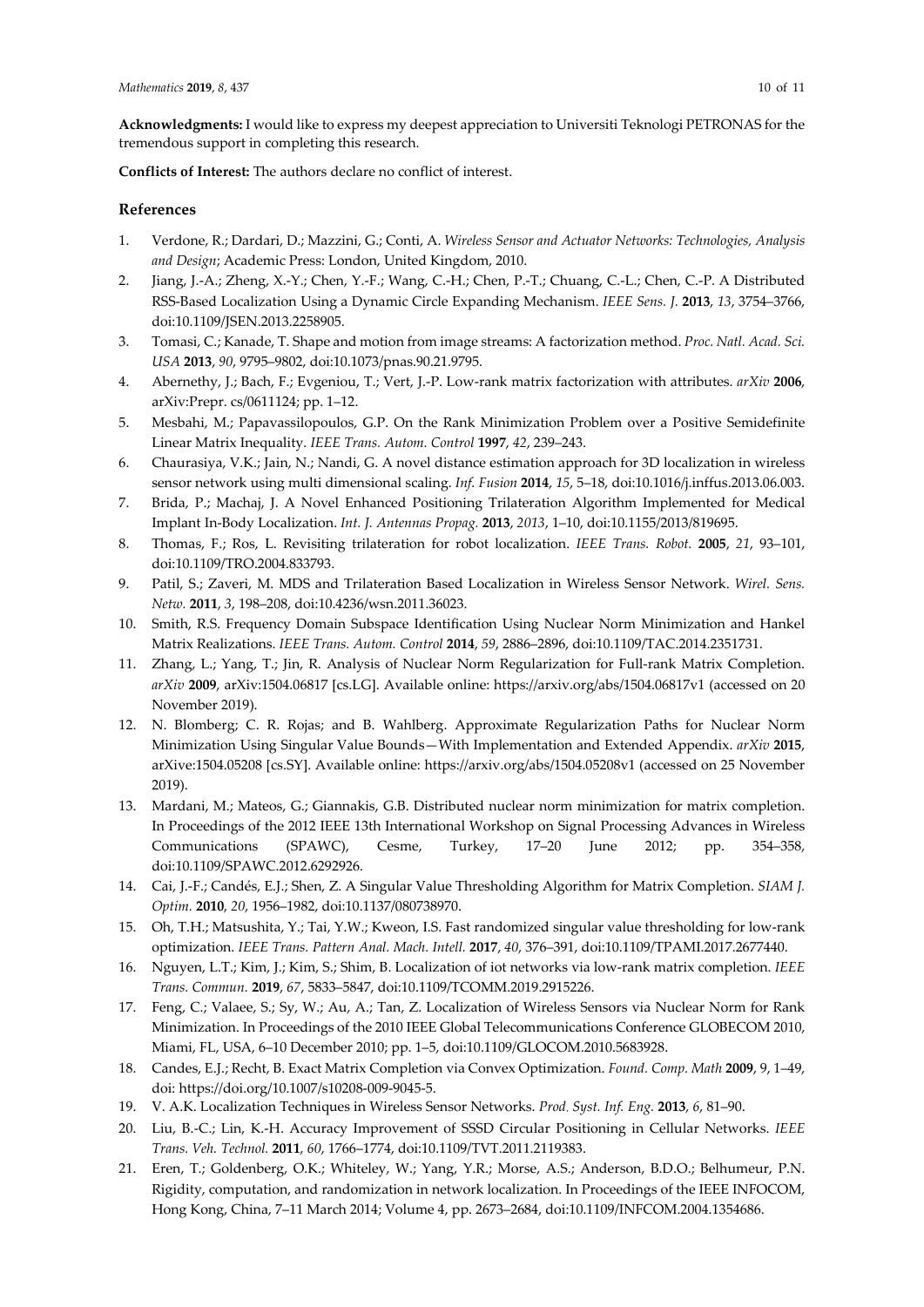**Acknowledgments:** I would like to express my deepest appreciation to Universiti Teknologi PETRONAS for the tremendous support in completing this research.

**Conflicts of Interest:** The authors declare no conflict of interest.

## References

1. Verdone, R.; Dardari, D.; Mazzini, G.; Conti, A. *Wireless Sensor and Actuator Networks: Technologies, Analysis and Design*; Academic Press: London, United Kingdom, 2010.
2. Jiang, J.-A.; Zheng, X.-Y.; Chen, Y.-F.; Wang, C.-H.; Chen, P.-T.; Chuang, C.-L.; Chen, C.-P. A Distributed RSS-Based Localization Using a Dynamic Circle Expanding Mechanism. *IEEE Sens. J.* **2013**, *13*, 3754–3766, doi:10.1109/JSEN.2013.2258905.
3. Tomasi, C.; Kanade, T. Shape and motion from image streams: A factorization method. *Proc. Natl. Acad. Sci. USA* **2013**, *90*, 9795–9802, doi:10.1073/pnas.90.21.9795.
4. Abernethy, J.; Bach, F.; Evgeniou, T.; Vert, J.-P. Low-rank matrix factorization with attributes. *arXiv* **2006**, arXiv:Prepr. cs/0611124; pp. 1–12.
5. Mesbahi, M.; Papavassilopoulos, G.P. On the Rank Minimization Problem over a Positive Semidefinite Linear Matrix Inequality. *IEEE Trans. Autom. Control* **1997**, *42*, 239–243.
6. Chaurasiya, V.K.; Jain, N.; Nandi, G. A novel distance estimation approach for 3D localization in wireless sensor network using multi dimensional scaling. *Inf. Fusion* **2014**, *15*, 5–18, doi:10.1016/j.inffus.2013.06.003.
7. Brida, P.; Machaj, J. A Novel Enhanced Positioning Trilateration Algorithm Implemented for Medical Implant In-Body Localization. *Int. J. Antennas Propag.* **2013**, *2013*, 1–10, doi:10.1155/2013/819695.
8. Thomas, F.; Ros, L. Revisiting trilateration for robot localization. *IEEE Trans. Robot.* **2005**, *21*, 93–101, doi:10.1109/TRO.2004.833793.
9. Patil, S.; Zaveri, M. MDS and Trilateration Based Localization in Wireless Sensor Network. *Wirel. Sens. Netw.* **2011**, *3*, 198–208, doi:10.4236/wsn.2011.36023.
10. Smith, R.S. Frequency Domain Subspace Identification Using Nuclear Norm Minimization and Hankel Matrix Realizations. *IEEE Trans. Autom. Control* **2014**, *59*, 2886–2896, doi:10.1109/TAC.2014.2351731.
11. Zhang, L.; Yang, T.; Jin, R. Analysis of Nuclear Norm Regularization for Full-rank Matrix Completion. *arXiv* **2009**, arXiv:1504.06817 [cs.LG]. Available online: https://arxiv.org/abs/1504.06817v1 (accessed on 20 November 2019).
12. N. Blomberg; C. R. Rojas; and B. Wahlberg. Approximate Regularization Paths for Nuclear Norm Minimization Using Singular Value Bounds—With Implementation and Extended Appendix. *arXiv* **2015**, arXive:1504.05208 [cs.SY]. Available online: https://arxiv.org/abs/1504.05208v1 (accessed on 25 November 2019).
13. Mardani, M.; Mateos, G.; Giannakis, G.B. Distributed nuclear norm minimization for matrix completion. In Proceedings of the 2012 IEEE 13th International Workshop on Signal Processing Advances in Wireless Communications (SPAWC), Cesme, Turkey, 17–20 June 2012; pp. 354–358, doi:10.1109/SPAWC.2012.6292926.
14. Cai, J.-F.; Candés, E.J.; Shen, Z. A Singular Value Thresholding Algorithm for Matrix Completion. *SIAM J. Optim.* **2010**, *20*, 1956–1982, doi:10.1137/080738970.
15. Oh, T.H.; Matsushita, Y.; Tai, Y.W.; Kweon, I.S. Fast randomized singular value thresholding for low-rank optimization. *IEEE Trans. Pattern Anal. Mach. Intell.* **2017**, *40*, 376–391, doi:10.1109/TPAMI.2017.2677440.
16. Nguyen, L.T.; Kim, J.; Kim, S.; Shim, B. Localization of iot networks via low-rank matrix completion. *IEEE Trans. Commun.* **2019**, *67*, 5833–5847, doi:10.1109/TCOMM.2019.2915226.
17. Feng, C.; Valaee, S.; Sy, W.; Au, A.; Tan, Z. Localization of Wireless Sensors via Nuclear Norm for Rank Minimization. In Proceedings of the 2010 IEEE Global Telecommunications Conference GLOBECOM 2010, Miami, FL, USA, 6–10 December 2010; pp. 1–5, doi:10.1109/GLOCOM.2010.5683928.
18. Candes, E.J.; Recht, B. Exact Matrix Completion via Convex Optimization. *Found. Comp. Math* **2009**, 9, 1–49, doi: https://doi.org/10.1007/s10208-009-9045-5.
19. V. A.K. Localization Techniques in Wireless Sensor Networks. *Prod. Syst. Inf. Eng.* **2013**, *6*, 81–90.
20. Liu, B.-C.; Lin, K.-H. Accuracy Improvement of SSSD Circular Positioning in Cellular Networks. *IEEE Trans. Veh. Technol.* **2011**, *60*, 1766–1774, doi:10.1109/TVT.2011.2119383.
21. Eren, T.; Goldenberg, O.K.; Whiteley, W.; Yang, Y.R.; Morse, A.S.; Anderson, B.D.O.; Belhumeur, P.N. Rigidity, computation, and randomization in network localization. In Proceedings of the IEEE INFOCOM, Hong Kong, China, 7–11 March 2014; Volume 4, pp. 2673–2684, doi:10.1109/INFCOM.2004.1354686.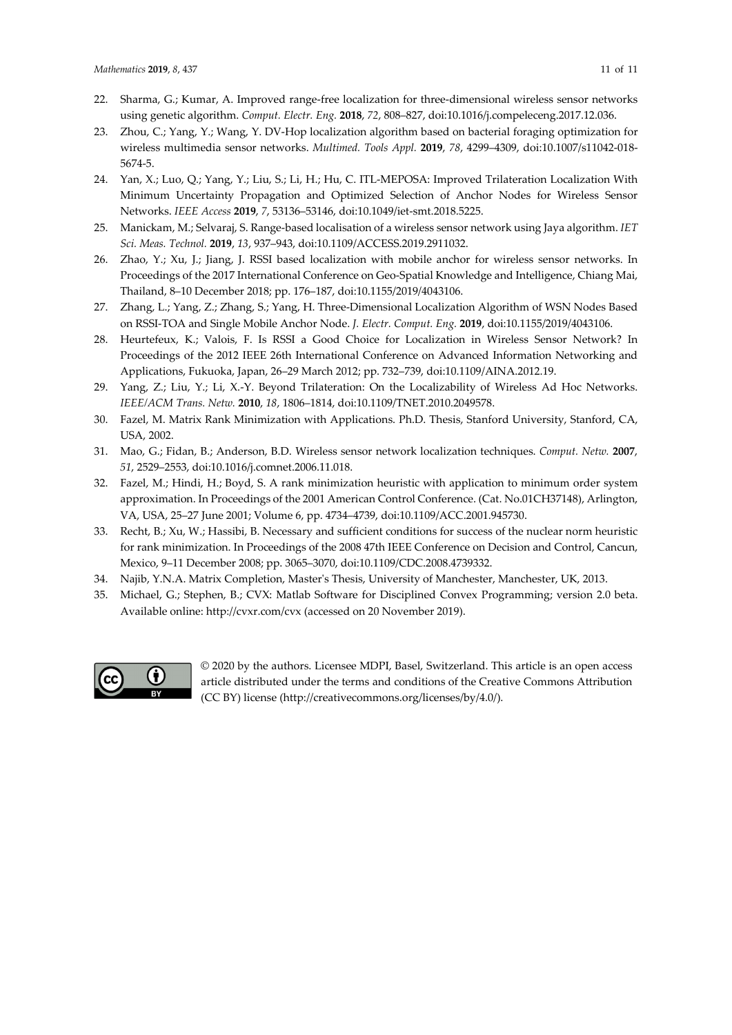22. Sharma, G.; Kumar, A. Improved range-free localization for three-dimensional wireless sensor networks using genetic algorithm. *Comput. Electr. Eng.* **2018**, *72*, 808–827, doi:10.1016/j.compeleceng.2017.12.036.
23. Zhou, C.; Yang, Y.; Wang, Y. DV-Hop localization algorithm based on bacterial foraging optimization for wireless multimedia sensor networks. *Multimed. Tools Appl.* **2019**, *78*, 4299–4309, doi:10.1007/s11042-018-5674-5.
24. Yan, X.; Luo, Q.; Yang, Y.; Liu, S.; Li, H.; Hu, C. ITL-MEPOSA: Improved Trilateration Localization With Minimum Uncertainty Propagation and Optimized Selection of Anchor Nodes for Wireless Sensor Networks. *IEEE Access* **2019**, *7*, 53136–53146, doi:10.1049/iet-smt.2018.5225.
25. Manickam, M.; Selvaraj, S. Range-based localisation of a wireless sensor network using Jaya algorithm. *IET Sci. Meas. Technol.* **2019**, *13*, 937–943, doi:10.1109/ACCESS.2019.2911032.
26. Zhao, Y.; Xu, J.; Jiang, J. RSSI based localization with mobile anchor for wireless sensor networks. In Proceedings of the 2017 International Conference on Geo-Spatial Knowledge and Intelligence, Chiang Mai, Thailand, 8–10 December 2018; pp. 176–187, doi:10.1155/2019/4043106.
27. Zhang, L.; Yang, Z.; Zhang, S.; Yang, H. Three-Dimensional Localization Algorithm of WSN Nodes Based on RSSI-TOA and Single Mobile Anchor Node. *J. Electr. Comput. Eng.* **2019**, doi:10.1155/2019/4043106.
28. Heurtefeux, K.; Valois, F. Is RSSI a Good Choice for Localization in Wireless Sensor Network? In Proceedings of the 2012 IEEE 26th International Conference on Advanced Information Networking and Applications, Fukuoka, Japan, 26–29 March 2012; pp. 732–739, doi:10.1109/AINA.2012.19.
29. Yang, Z.; Liu, Y.; Li, X.-Y. Beyond Trilateration: On the Localizability of Wireless Ad Hoc Networks. *IEEE/ACM Trans. Netw.* **2010**, *18*, 1806–1814, doi:10.1109/TNET.2010.2049578.
30. Fazel, M. Matrix Rank Minimization with Applications. Ph.D. Thesis, Stanford University, Stanford, CA, USA, 2002.
31. Mao, G.; Fidan, B.; Anderson, B.D. Wireless sensor network localization techniques. *Comput. Netw.* **2007**, *51*, 2529–2553, doi:10.1016/j.comnet.2006.11.018.
32. Fazel, M.; Hindi, H.; Boyd, S. A rank minimization heuristic with application to minimum order system approximation. In Proceedings of the 2001 American Control Conference. (Cat. No.01CH37148), Arlington, VA, USA, 25–27 June 2001; Volume 6, pp. 4734–4739, doi:10.1109/ACC.2001.945730.
33. Recht, B.; Xu, W.; Hassibi, B. Necessary and sufficient conditions for success of the nuclear norm heuristic for rank minimization. In Proceedings of the 2008 47th IEEE Conference on Decision and Control, Cancun, Mexico, 9–11 December 2008; pp. 3065–3070, doi:10.1109/CDC.2008.4739332.
34. Najib, Y.N.A. Matrix Completion, Master's Thesis, University of Manchester, Manchester, UK, 2013.
35. Michael, G.; Stephen, B.; CVX: Matlab Software for Disciplined Convex Programming; version 2.0 beta. Available online: http://cvxr.com/cvx (accessed on 20 November 2019).

© 2020 by the authors. Licensee MDPI, Basel, Switzerland. This article is an open access article distributed under the terms and conditions of the Creative Commons Attribution (CC BY) license (http://creativecommons.org/licenses/by/4.0/).